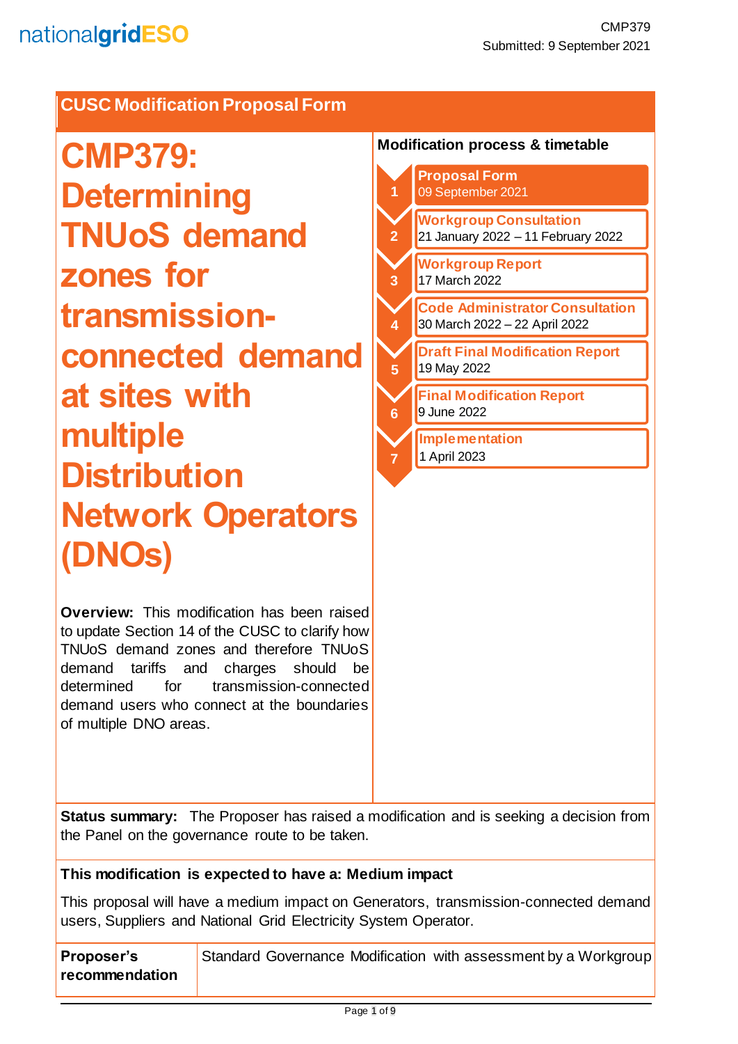CMP379
Submitted: 9 September 2021

## CUSC Modification Proposal Form

# CMP379: Determining TNUoS demand zones for transmission-connected demand at sites with multiple Distribution Network Operators (DNOs)

**Overview:** This modification has been raised to update Section 14 of the CUSC to clarify how TNUoS demand zones and therefore TNUoS demand tariffs and charges should be determined for transmission-connected demand users who connect at the boundaries of multiple DNO areas.

**Modification process & timetable**

1. **Proposal Form** 09 September 2021
2. **Workgroup Consultation** 21 January 2022 – 11 February 2022
3. **Workgroup Report** 17 March 2022
4. **Code Administrator Consultation** 30 March 2022 – 22 April 2022
5. **Draft Final Modification Report** 19 May 2022
6. **Final Modification Report** 9 June 2022
7. **Implementation** 1 April 2023

**Status summary:** The Proposer has raised a modification and is seeking a decision from the Panel on the governance route to be taken.

**This modification is expected to have a: Medium impact**

This proposal will have a medium impact on Generators, transmission-connected demand users, Suppliers and National Grid Electricity System Operator.

| **Proposer's recommendation** | Standard Governance Modification with assessment by a Workgroup |
|---|---|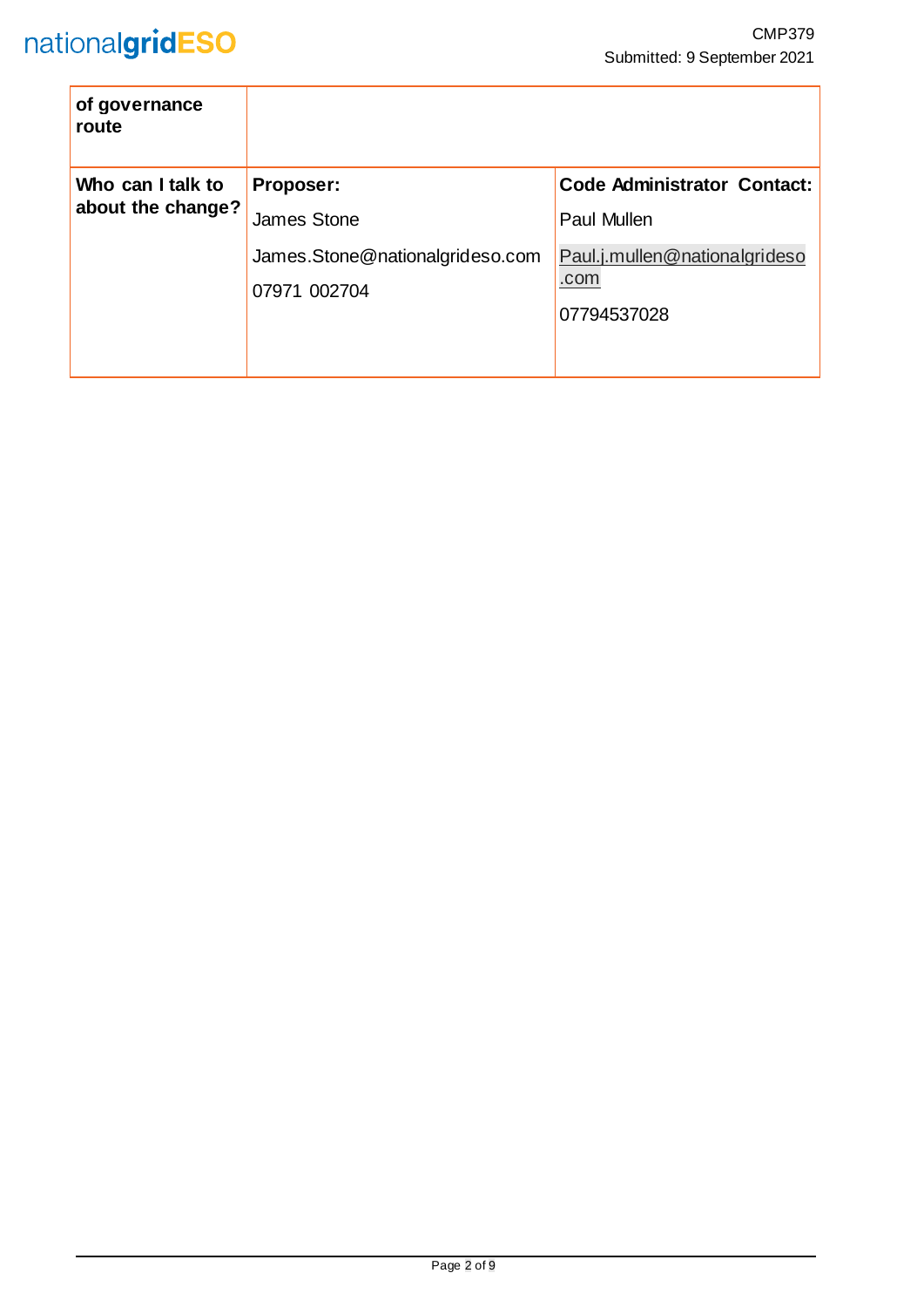| of governance route | | |
|---|---|---|
| **Who can I talk to about the change?** | **Proposer:** James Stone James.Stone@nationalgrideso.com 07971 002704 | **Code Administrator Contact:** Paul Mullen Paul.j.mullen@nationalgrideso.com 07794537028 |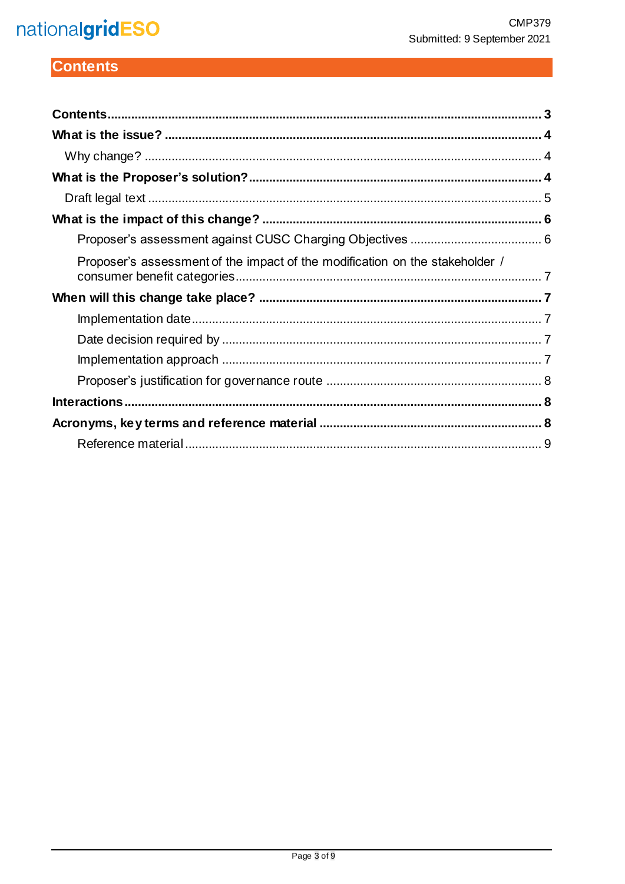# Contents

- **Contents** 3
- **What is the issue?** 4
  - Why change? 4
- **What is the Proposer's solution?** 4
  - Draft legal text 5
- **What is the impact of this change?** 6
  - Proposer's assessment against CUSC Charging Objectives 6
  - Proposer's assessment of the impact of the modification on the stakeholder / consumer benefit categories 7
- **When will this change take place?** 7
  - Implementation date 7
  - Date decision required by 7
  - Implementation approach 7
  - Proposer's justification for governance route 8
- **Interactions** 8
- **Acronyms, key terms and reference material** 8
  - Reference material 9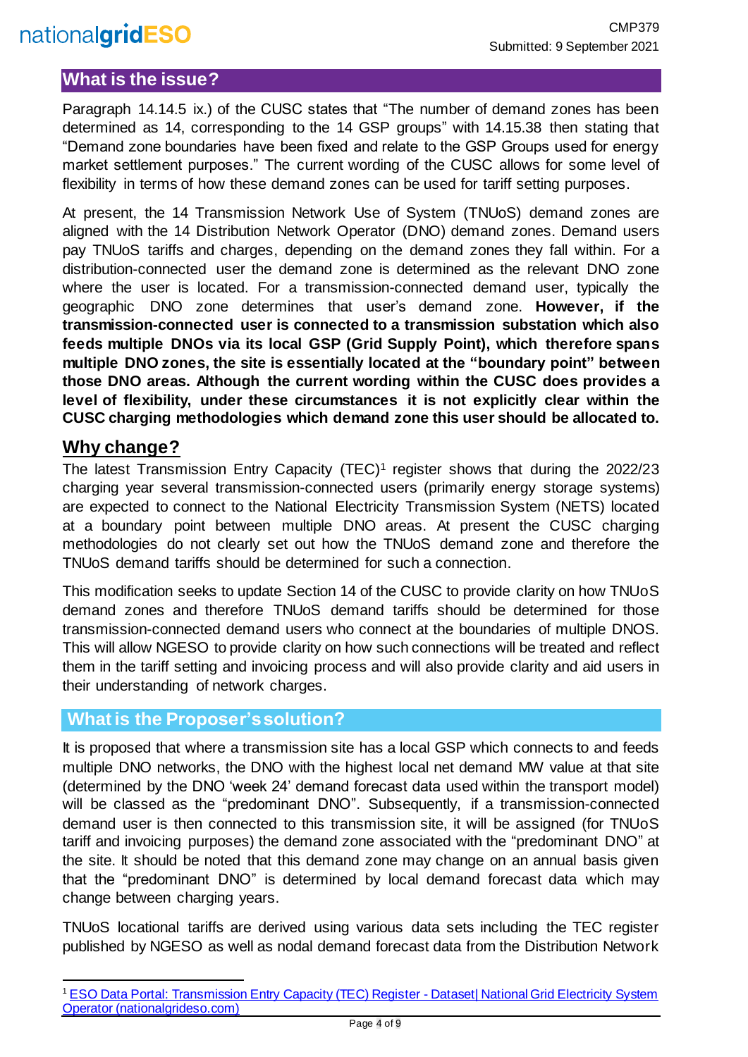## What is the issue?

Paragraph 14.14.5 ix.) of the CUSC states that "The number of demand zones has been determined as 14, corresponding to the 14 GSP groups" with 14.15.38 then stating that "Demand zone boundaries have been fixed and relate to the GSP Groups used for energy market settlement purposes." The current wording of the CUSC allows for some level of flexibility in terms of how these demand zones can be used for tariff setting purposes.

At present, the 14 Transmission Network Use of System (TNUoS) demand zones are aligned with the 14 Distribution Network Operator (DNO) demand zones. Demand users pay TNUoS tariffs and charges, depending on the demand zones they fall within. For a distribution-connected user the demand zone is determined as the relevant DNO zone where the user is located. For a transmission-connected demand user, typically the geographic DNO zone determines that user's demand zone. **However, if the transmission-connected user is connected to a transmission substation which also feeds multiple DNOs via its local GSP (Grid Supply Point), which therefore spans multiple DNO zones, the site is essentially located at the "boundary point" between those DNO areas. Although the current wording within the CUSC does provides a level of flexibility, under these circumstances it is not explicitly clear within the CUSC charging methodologies which demand zone this user should be allocated to.**

## Why change?

The latest Transmission Entry Capacity (TEC)[1] register shows that during the 2022/23 charging year several transmission-connected users (primarily energy storage systems) are expected to connect to the National Electricity Transmission System (NETS) located at a boundary point between multiple DNO areas. At present the CUSC charging methodologies do not clearly set out how the TNUoS demand zone and therefore the TNUoS demand tariffs should be determined for such a connection.

This modification seeks to update Section 14 of the CUSC to provide clarity on how TNUoS demand zones and therefore TNUoS demand tariffs should be determined for those transmission-connected demand users who connect at the boundaries of multiple DNOS. This will allow NGESO to provide clarity on how such connections will be treated and reflect them in the tariff setting and invoicing process and will also provide clarity and aid users in their understanding of network charges.

## What is the Proposer's solution?

It is proposed that where a transmission site has a local GSP which connects to and feeds multiple DNO networks, the DNO with the highest local net demand MW value at that site (determined by the DNO 'week 24' demand forecast data used within the transport model) will be classed as the "predominant DNO". Subsequently, if a transmission-connected demand user is then connected to this transmission site, it will be assigned (for TNUoS tariff and invoicing purposes) the demand zone associated with the "predominant DNO" at the site. It should be noted that this demand zone may change on an annual basis given that the "predominant DNO" is determined by local demand forecast data which may change between charging years.

TNUoS locational tariffs are derived using various data sets including the TEC register published by NGESO as well as nodal demand forecast data from the Distribution Network

[1] ESO Data Portal: Transmission Entry Capacity (TEC) Register - Dataset| National Grid Electricity System Operator (nationalgrideso.com)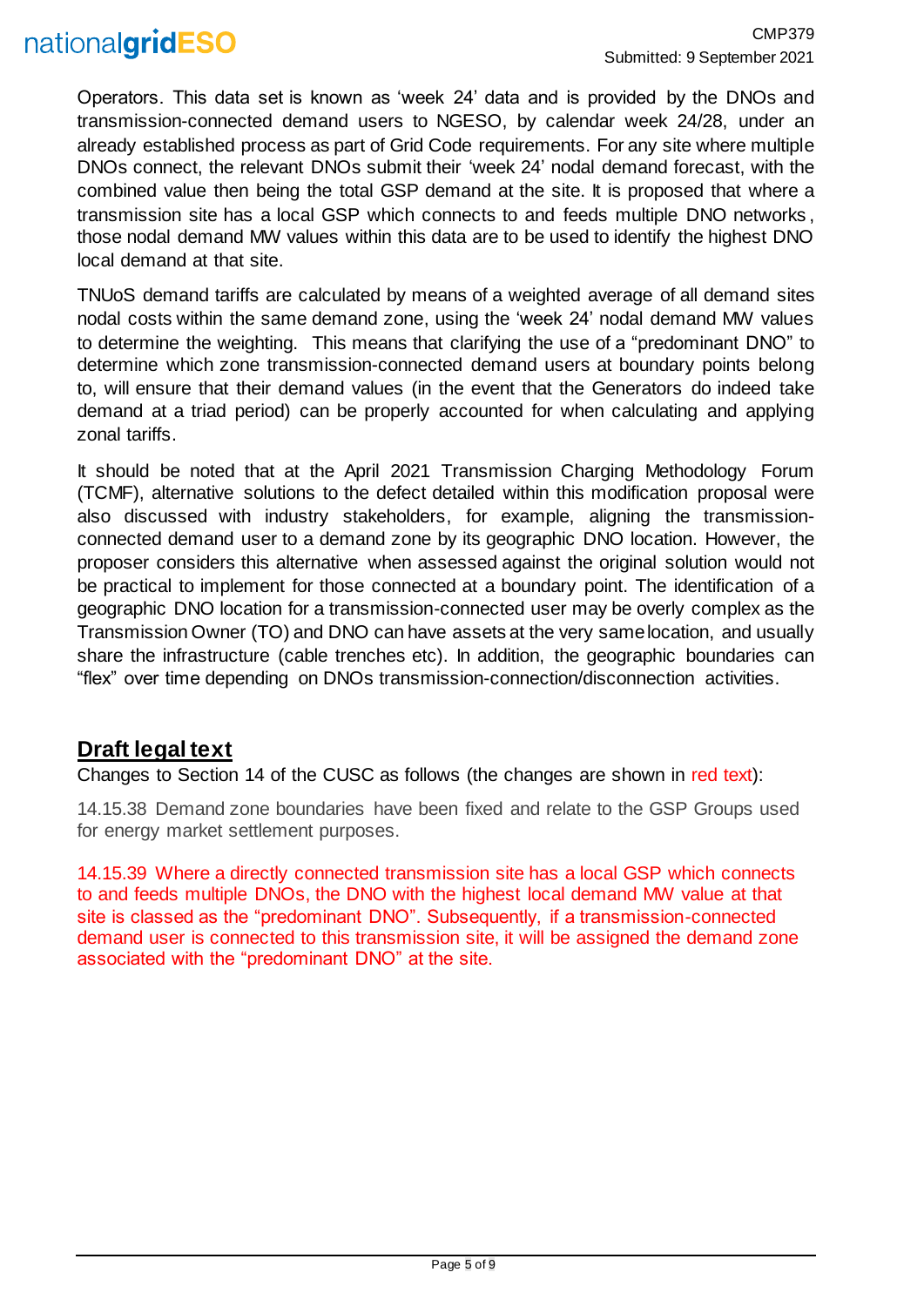Operators. This data set is known as 'week 24' data and is provided by the DNOs and transmission-connected demand users to NGESO, by calendar week 24/28, under an already established process as part of Grid Code requirements. For any site where multiple DNOs connect, the relevant DNOs submit their 'week 24' nodal demand forecast, with the combined value then being the total GSP demand at the site. It is proposed that where a transmission site has a local GSP which connects to and feeds multiple DNO networks, those nodal demand MW values within this data are to be used to identify the highest DNO local demand at that site.

TNUoS demand tariffs are calculated by means of a weighted average of all demand sites nodal costs within the same demand zone, using the 'week 24' nodal demand MW values to determine the weighting. This means that clarifying the use of a "predominant DNO" to determine which zone transmission-connected demand users at boundary points belong to, will ensure that their demand values (in the event that the Generators do indeed take demand at a triad period) can be properly accounted for when calculating and applying zonal tariffs.

It should be noted that at the April 2021 Transmission Charging Methodology Forum (TCMF), alternative solutions to the defect detailed within this modification proposal were also discussed with industry stakeholders, for example, aligning the transmission-connected demand user to a demand zone by its geographic DNO location. However, the proposer considers this alternative when assessed against the original solution would not be practical to implement for those connected at a boundary point. The identification of a geographic DNO location for a transmission-connected user may be overly complex as the Transmission Owner (TO) and DNO can have assets at the very same location, and usually share the infrastructure (cable trenches etc). In addition, the geographic boundaries can "flex" over time depending on DNOs transmission-connection/disconnection activities.

## Draft legal text

Changes to Section 14 of the CUSC as follows (the changes are shown in red text):

14.15.38 Demand zone boundaries have been fixed and relate to the GSP Groups used for energy market settlement purposes.

14.15.39 Where a directly connected transmission site has a local GSP which connects to and feeds multiple DNOs, the DNO with the highest local demand MW value at that site is classed as the "predominant DNO". Subsequently, if a transmission-connected demand user is connected to this transmission site, it will be assigned the demand zone associated with the "predominant DNO" at the site.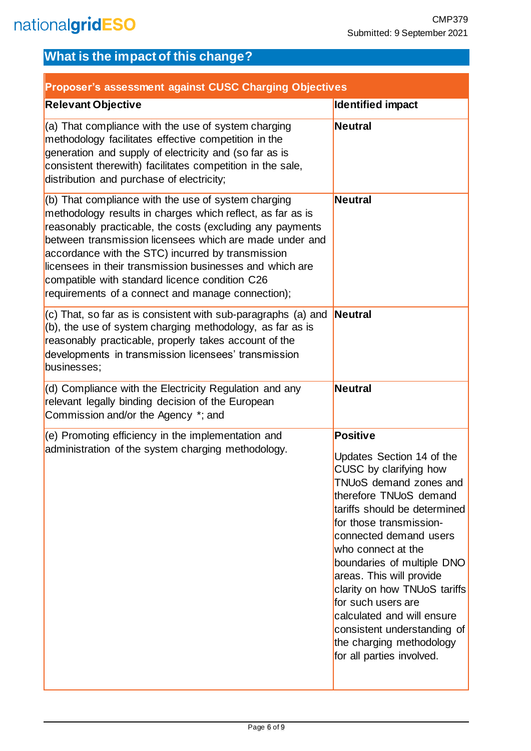## What is the impact of this change?

| Proposer's assessment against CUSC Charging Objectives | |
|---|---|
| **Relevant Objective** | **Identified impact** |
| (a) That compliance with the use of system charging methodology facilitates effective competition in the generation and supply of electricity and (so far as is consistent therewith) facilitates competition in the sale, distribution and purchase of electricity; | **Neutral** |
| (b) That compliance with the use of system charging methodology results in charges which reflect, as far as is reasonably practicable, the costs (excluding any payments between transmission licensees which are made under and accordance with the STC) incurred by transmission licensees in their transmission businesses and which are compatible with standard licence condition C26 requirements of a connect and manage connection); | **Neutral** |
| (c) That, so far as is consistent with sub-paragraphs (a) and (b), the use of system charging methodology, as far as is reasonably practicable, properly takes account of the developments in transmission licensees' transmission businesses; | **Neutral** |
| (d) Compliance with the Electricity Regulation and any relevant legally binding decision of the European Commission and/or the Agency *; and | **Neutral** |
| (e) Promoting efficiency in the implementation and administration of the system charging methodology. | **Positive** <br><br> Updates Section 14 of the CUSC by clarifying how TNUoS demand zones and therefore TNUoS demand tariffs should be determined for those transmission-connected demand users who connect at the boundaries of multiple DNO areas. This will provide clarity on how TNUoS tariffs for such users are calculated and will ensure consistent understanding of the charging methodology for all parties involved. |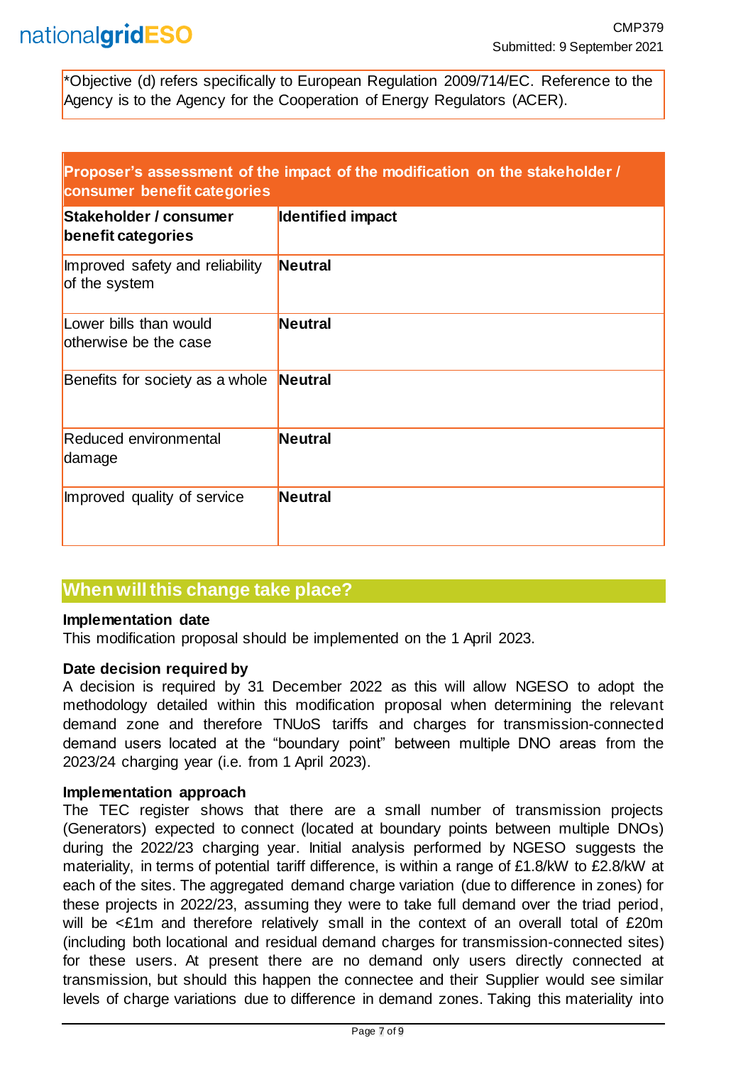*Objective (d) refers specifically to European Regulation 2009/714/EC. Reference to the Agency is to the Agency for the Cooperation of Energy Regulators (ACER).

| **Proposer's assessment of the impact of the modification on the stakeholder / consumer benefit categories** | |
|---|---|
| **Stakeholder / consumer benefit categories** | **Identified impact** |
| Improved safety and reliability of the system | **Neutral** |
| Lower bills than would otherwise be the case | **Neutral** |
| Benefits for society as a whole | **Neutral** |
| Reduced environmental damage | **Neutral** |
| Improved quality of service | **Neutral** |

## When will this change take place?

**Implementation date**

This modification proposal should be implemented on the 1 April 2023.

**Date decision required by**

A decision is required by 31 December 2022 as this will allow NGESO to adopt the methodology detailed within this modification proposal when determining the relevant demand zone and therefore TNUoS tariffs and charges for transmission-connected demand users located at the "boundary point" between multiple DNO areas from the 2023/24 charging year (i.e. from 1 April 2023).

**Implementation approach**

The TEC register shows that there are a small number of transmission projects (Generators) expected to connect (located at boundary points between multiple DNOs) during the 2022/23 charging year. Initial analysis performed by NGESO suggests the materiality, in terms of potential tariff difference, is within a range of £1.8/kW to £2.8/kW at each of the sites. The aggregated demand charge variation (due to difference in zones) for these projects in 2022/23, assuming they were to take full demand over the triad period, will be <£1m and therefore relatively small in the context of an overall total of £20m (including both locational and residual demand charges for transmission-connected sites) for these users. At present there are no demand only users directly connected at transmission, but should this happen the connectee and their Supplier would see similar levels of charge variations due to difference in demand zones. Taking this materiality into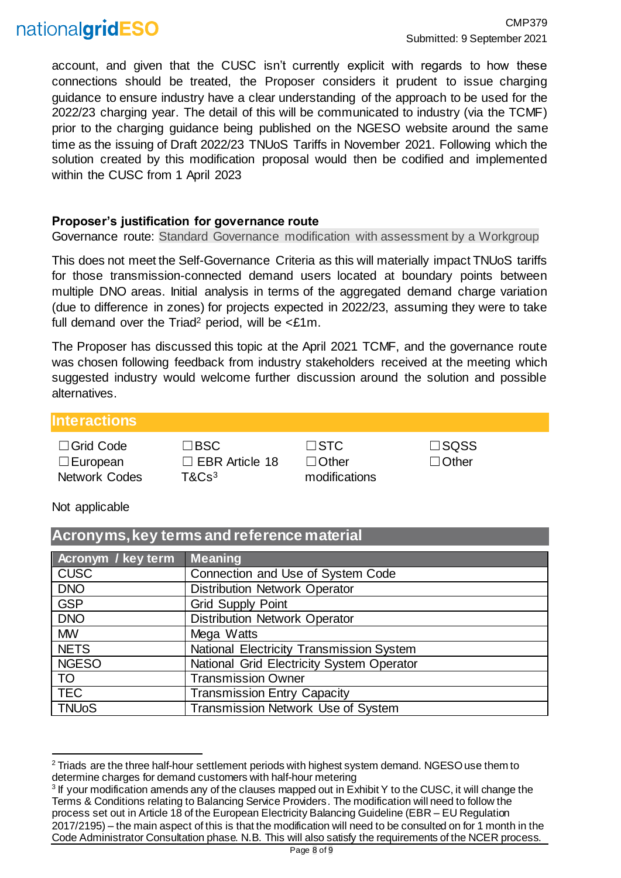account, and given that the CUSC isn't currently explicit with regards to how these connections should be treated, the Proposer considers it prudent to issue charging guidance to ensure industry have a clear understanding of the approach to be used for the 2022/23 charging year. The detail of this will be communicated to industry (via the TCMF) prior to the charging guidance being published on the NGESO website around the same time as the issuing of Draft 2022/23 TNUoS Tariffs in November 2021. Following which the solution created by this modification proposal would then be codified and implemented within the CUSC from 1 April 2023

**Proposer's justification for governance route**

Governance route: Standard Governance modification with assessment by a Workgroup

This does not meet the Self-Governance Criteria as this will materially impact TNUoS tariffs for those transmission-connected demand users located at boundary points between multiple DNO areas. Initial analysis in terms of the aggregated demand charge variation (due to difference in zones) for projects expected in 2022/23, assuming they were to take full demand over the Triad[2] period, will be <£1m.

The Proposer has discussed this topic at the April 2021 TCMF, and the governance route was chosen following feedback from industry stakeholders received at the meeting which suggested industry would welcome further discussion around the solution and possible alternatives.

## Interactions

| | | | |
|---|---|---|---|
| ☐Grid Code | ☐BSC | ☐STC | ☐SQSS |
| ☐European Network Codes | ☐ EBR Article 18 T&Cs[3] | ☐Other modifications | ☐Other |

Not applicable

## Acronyms, key terms and reference material

| Acronym / key term | Meaning |
|---|---|
| CUSC | Connection and Use of System Code |
| DNO | Distribution Network Operator |
| GSP | Grid Supply Point |
| DNO | Distribution Network Operator |
| MW | Mega Watts |
| NETS | National Electricity Transmission System |
| NGESO | National Grid Electricity System Operator |
| TO | Transmission Owner |
| TEC | Transmission Entry Capacity |
| TNUoS | Transmission Network Use of System |

---

[2] Triads are the three half-hour settlement periods with highest system demand. NGESO use them to determine charges for demand customers with half-hour metering

[3] If your modification amends any of the clauses mapped out in Exhibit Y to the CUSC, it will change the Terms & Conditions relating to Balancing Service Providers. The modification will need to follow the process set out in Article 18 of the European Electricity Balancing Guideline (EBR – EU Regulation 2017/2195) – the main aspect of this is that the modification will need to be consulted on for 1 month in the Code Administrator Consultation phase. N.B. This will also satisfy the requirements of the NCER process.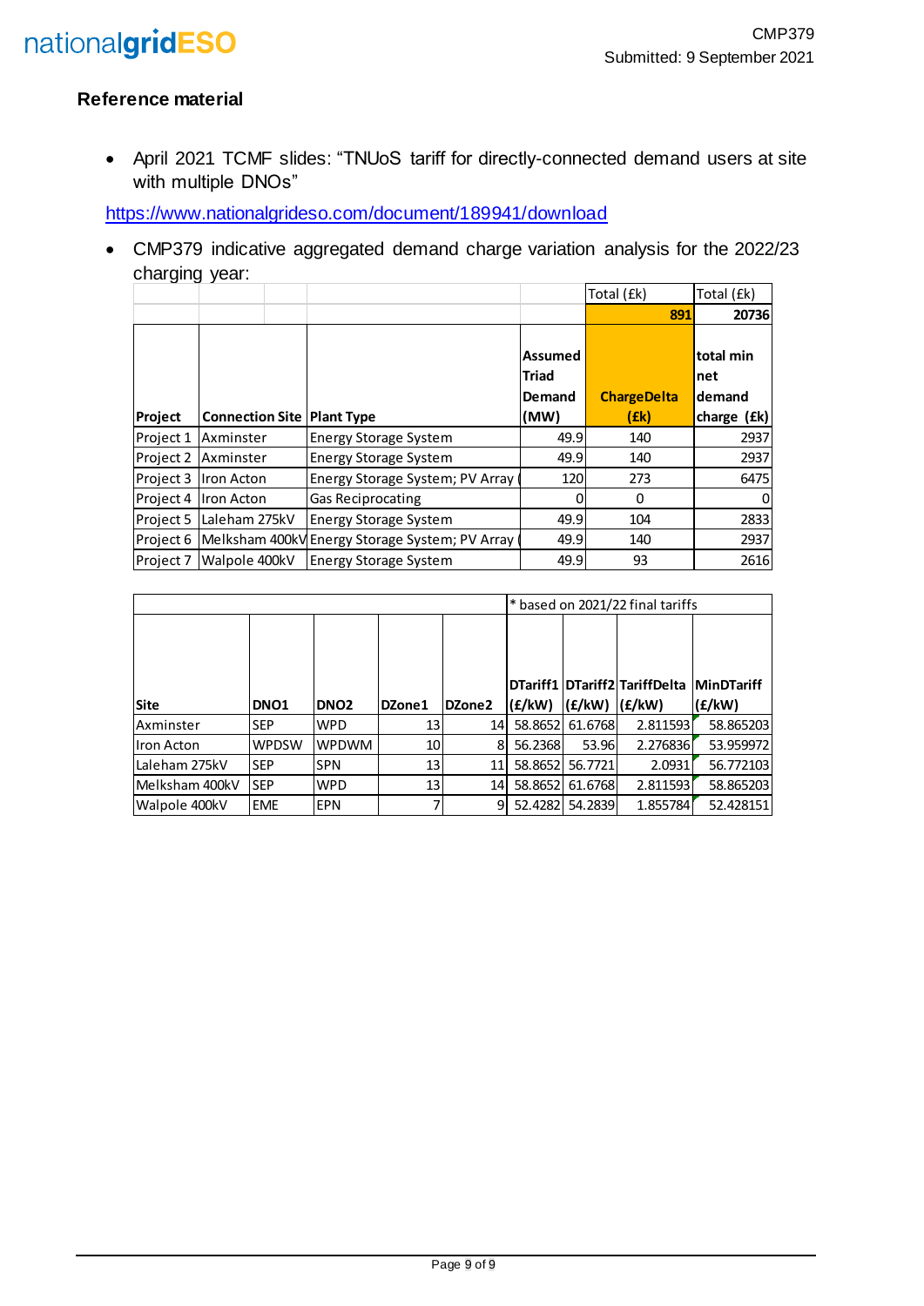## Reference material

- April 2021 TCMF slides: "TNUoS tariff for directly-connected demand users at site with multiple DNOs"

https://www.nationalgrideso.com/document/189941/download

- CMP379 indicative aggregated demand charge variation analysis for the 2022/23 charging year:

| | | | | Total (£k) | Total (£k) |
|---|---|---|---|---|---|
| | | | | 891 | 20736 |
| Project | Connection Site | Plant Type | Assumed Triad Demand (MW) | ChargeDelta (£k) | total min net demand charge (£k) |
| Project 1 | Axminster | Energy Storage System | 49.9 | 140 | 2937 |
| Project 2 | Axminster | Energy Storage System | 49.9 | 140 | 2937 |
| Project 3 | Iron Acton | Energy Storage System; PV Array ( | 120 | 273 | 6475 |
| Project 4 | Iron Acton | Gas Reciprocating | 0 | 0 | 0 |
| Project 5 | Laleham 275kV | Energy Storage System | 49.9 | 104 | 2833 |
| Project 6 | Melksham 400kV | Energy Storage System; PV Array ( | 49.9 | 140 | 2937 |
| Project 7 | Walpole 400kV | Energy Storage System | 49.9 | 93 | 2616 |

| | | | | | * based on 2021/22 final tariffs | | | |
|---|---|---|---|---|---|---|---|---|
| Site | DNO1 | DNO2 | DZone1 | DZone2 | DTariff1 (£/kW) | DTariff2 (£/kW) | TariffDelta (£/kW) | MinDTariff (£/kW) |
| Axminster | SEP | WPD | 13 | 14 | 58.8652 | 61.6768 | 2.811593 | 58.865203 |
| Iron Acton | WPDSW | WPDWM | 10 | 8 | 56.2368 | 53.96 | 2.276836 | 53.959972 |
| Laleham 275kV | SEP | SPN | 13 | 11 | 58.8652 | 56.7721 | 2.0931 | 56.772103 |
| Melksham 400kV | SEP | WPD | 13 | 14 | 58.8652 | 61.6768 | 2.811593 | 58.865203 |
| Walpole 400kV | EME | EPN | 7 | 9 | 52.4282 | 54.2839 | 1.855784 | 52.428151 |